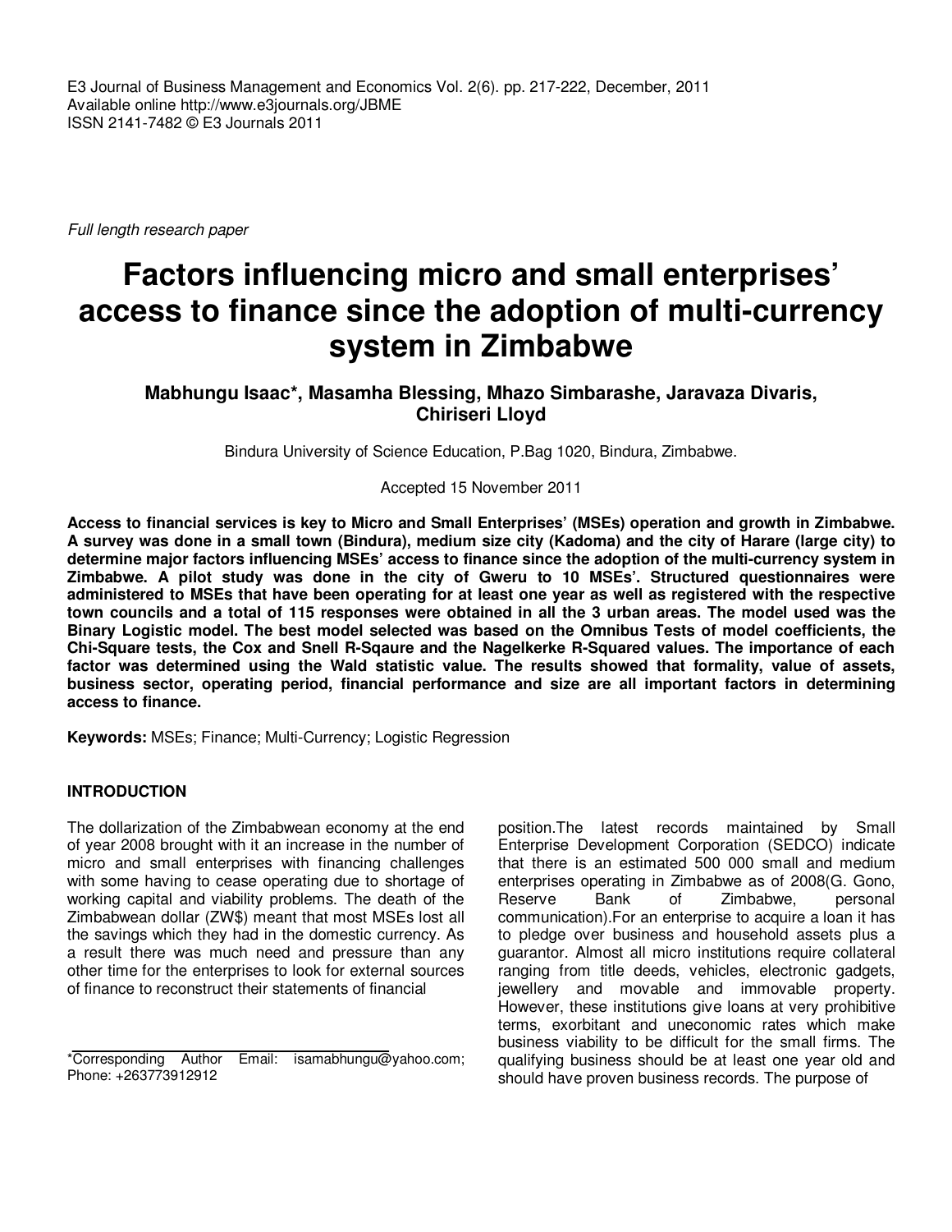*Full length research paper*

# Factors influencing micro and small enterprises' access to finance since the adoption of multi-currency system in Zimbabwe

**Mabhungu Isaac*, Masamha Blessing, Mhazo Simbarashe, Jaravaza Divaris, Chiriseri Lloyd**

Bindura University of Science Education, P.Bag 1020, Bindura, Zimbabwe.

Accepted 15 November 2011

**Access to financial services is key to Micro and Small Enterprises' (MSEs) operation and growth in Zimbabwe. A survey was done in a small town (Bindura), medium size city (Kadoma) and the city of Harare (large city) to determine major factors influencing MSEs' access to finance since the adoption of the multi-currency system in Zimbabwe. A pilot study was done in the city of Gweru to 10 MSEs'. Structured questionnaires were administered to MSEs that have been operating for at least one year as well as registered with the respective town councils and a total of 115 responses were obtained in all the 3 urban areas. The model used was the Binary Logistic model. The best model selected was based on the Omnibus Tests of model coefficients, the Chi-Square tests, the Cox and Snell R-Sqaure and the Nagelkerke R-Squared values. The importance of each factor was determined using the Wald statistic value. The results showed that formality, value of assets, business sector, operating period, financial performance and size are all important factors in determining access to finance.**

**Keywords:** MSEs; Finance; Multi-Currency; Logistic Regression

## INTRODUCTION

The dollarization of the Zimbabwean economy at the end of year 2008 brought with it an increase in the number of micro and small enterprises with financing challenges with some having to cease operating due to shortage of working capital and viability problems. The death of the Zimbabwean dollar (ZW$) meant that most MSEs lost all the savings which they had in the domestic currency. As a result there was much need and pressure than any other time for the enterprises to look for external sources of finance to reconstruct their statements of financial position.The latest records maintained by Small Enterprise Development Corporation (SEDCO) indicate that there is an estimated 500 000 small and medium enterprises operating in Zimbabwe as of 2008(G. Gono, Reserve Bank of Zimbabwe, personal communication).For an enterprise to acquire a loan it has to pledge over business and household assets plus a guarantor. Almost all micro institutions require collateral ranging from title deeds, vehicles, electronic gadgets, jewellery and movable and immovable property. However, these institutions give loans at very prohibitive terms, exorbitant and uneconomic rates which make business viability to be difficult for the small firms. The qualifying business should be at least one year old and should have proven business records. The purpose of

*Corresponding Author Email: isamabhungu@yahoo.com; Phone: +263773912912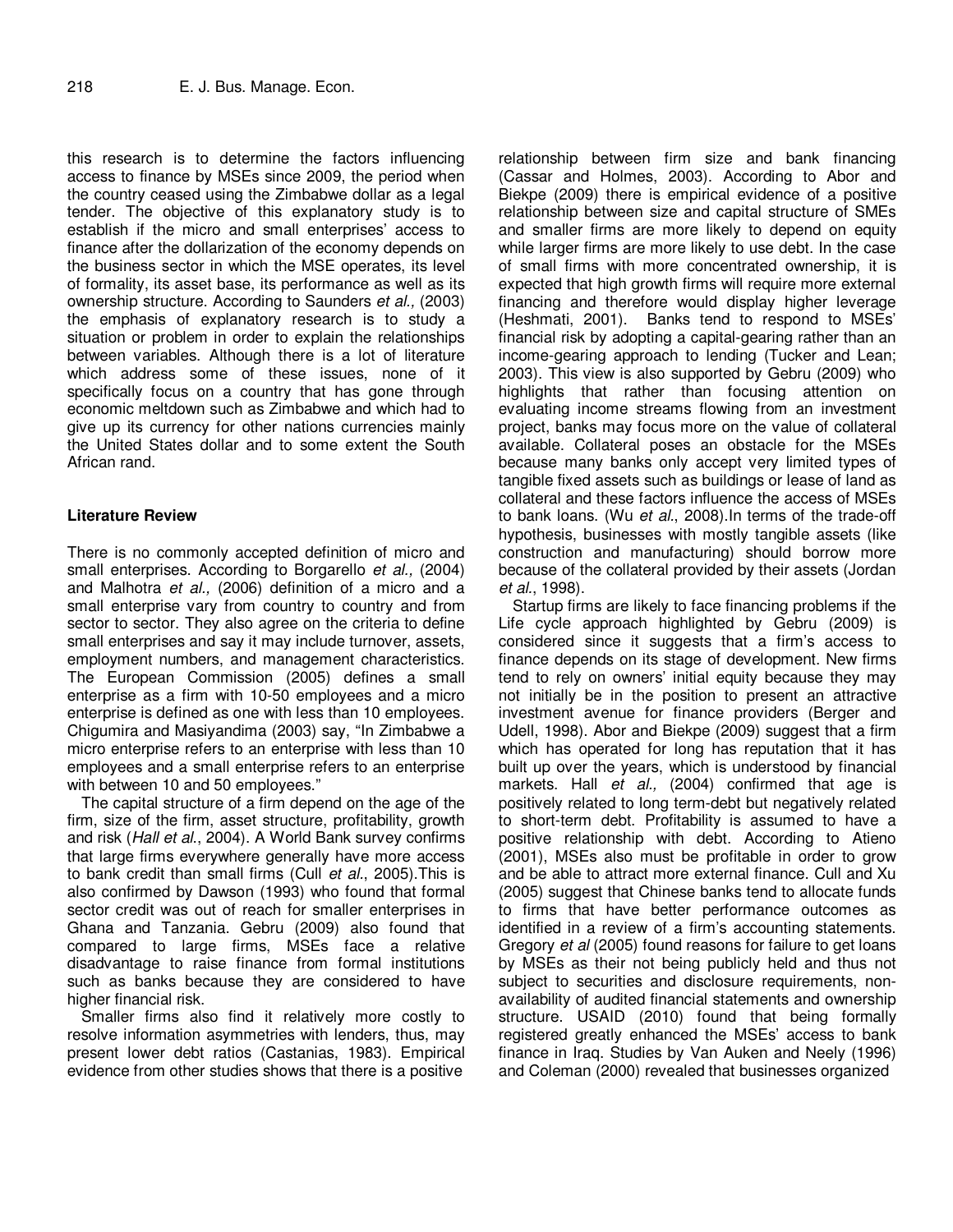this research is to determine the factors influencing access to finance by MSEs since 2009, the period when the country ceased using the Zimbabwe dollar as a legal tender. The objective of this explanatory study is to establish if the micro and small enterprises' access to finance after the dollarization of the economy depends on the business sector in which the MSE operates, its level of formality, its asset base, its performance as well as its ownership structure. According to Saunders *et al.,* (2003) the emphasis of explanatory research is to study a situation or problem in order to explain the relationships between variables. Although there is a lot of literature which address some of these issues, none of it specifically focus on a country that has gone through economic meltdown such as Zimbabwe and which had to give up its currency for other nations currencies mainly the United States dollar and to some extent the South African rand.

## Literature Review

There is no commonly accepted definition of micro and small enterprises. According to Borgarello *et al.,* (2004) and Malhotra *et al.,* (2006) definition of a micro and a small enterprise vary from country to country and from sector to sector. They also agree on the criteria to define small enterprises and say it may include turnover, assets, employment numbers, and management characteristics. The European Commission (2005) defines a small enterprise as a firm with 10-50 employees and a micro enterprise is defined as one with less than 10 employees. Chigumira and Masiyandima (2003) say, "In Zimbabwe a micro enterprise refers to an enterprise with less than 10 employees and a small enterprise refers to an enterprise with between 10 and 50 employees."

The capital structure of a firm depend on the age of the firm, size of the firm, asset structure, profitability, growth and risk (*Hall et al*., 2004). A World Bank survey confirms that large firms everywhere generally have more access to bank credit than small firms (Cull *et al*., 2005).This is also confirmed by Dawson (1993) who found that formal sector credit was out of reach for smaller enterprises in Ghana and Tanzania. Gebru (2009) also found that compared to large firms, MSEs face a relative disadvantage to raise finance from formal institutions such as banks because they are considered to have higher financial risk.

Smaller firms also find it relatively more costly to resolve information asymmetries with lenders, thus, may present lower debt ratios (Castanias, 1983). Empirical evidence from other studies shows that there is a positive relationship between firm size and bank financing (Cassar and Holmes, 2003). According to Abor and Biekpe (2009) there is empirical evidence of a positive relationship between size and capital structure of SMEs and smaller firms are more likely to depend on equity while larger firms are more likely to use debt. In the case of small firms with more concentrated ownership, it is expected that high growth firms will require more external financing and therefore would display higher leverage (Heshmati, 2001). Banks tend to respond to MSEs' financial risk by adopting a capital-gearing rather than an income-gearing approach to lending (Tucker and Lean; 2003). This view is also supported by Gebru (2009) who highlights that rather than focusing attention on evaluating income streams flowing from an investment project, banks may focus more on the value of collateral available. Collateral poses an obstacle for the MSEs because many banks only accept very limited types of tangible fixed assets such as buildings or lease of land as collateral and these factors influence the access of MSEs to bank loans. (Wu *et al*., 2008).In terms of the trade-off hypothesis, businesses with mostly tangible assets (like construction and manufacturing) should borrow more because of the collateral provided by their assets (Jordan *et al*., 1998).

Startup firms are likely to face financing problems if the Life cycle approach highlighted by Gebru (2009) is considered since it suggests that a firm's access to finance depends on its stage of development. New firms tend to rely on owners' initial equity because they may not initially be in the position to present an attractive investment avenue for finance providers (Berger and Udell, 1998). Abor and Biekpe (2009) suggest that a firm which has operated for long has reputation that it has built up over the years, which is understood by financial markets. Hall *et al.,* (2004) confirmed that age is positively related to long term-debt but negatively related to short-term debt. Profitability is assumed to have a positive relationship with debt. According to Atieno (2001), MSEs also must be profitable in order to grow and be able to attract more external finance. Cull and Xu (2005) suggest that Chinese banks tend to allocate funds to firms that have better performance outcomes as identified in a review of a firm's accounting statements. Gregory *et al* (2005) found reasons for failure to get loans by MSEs as their not being publicly held and thus not subject to securities and disclosure requirements, non-availability of audited financial statements and ownership structure. USAID (2010) found that being formally registered greatly enhanced the MSEs' access to bank finance in Iraq. Studies by Van Auken and Neely (1996) and Coleman (2000) revealed that businesses organized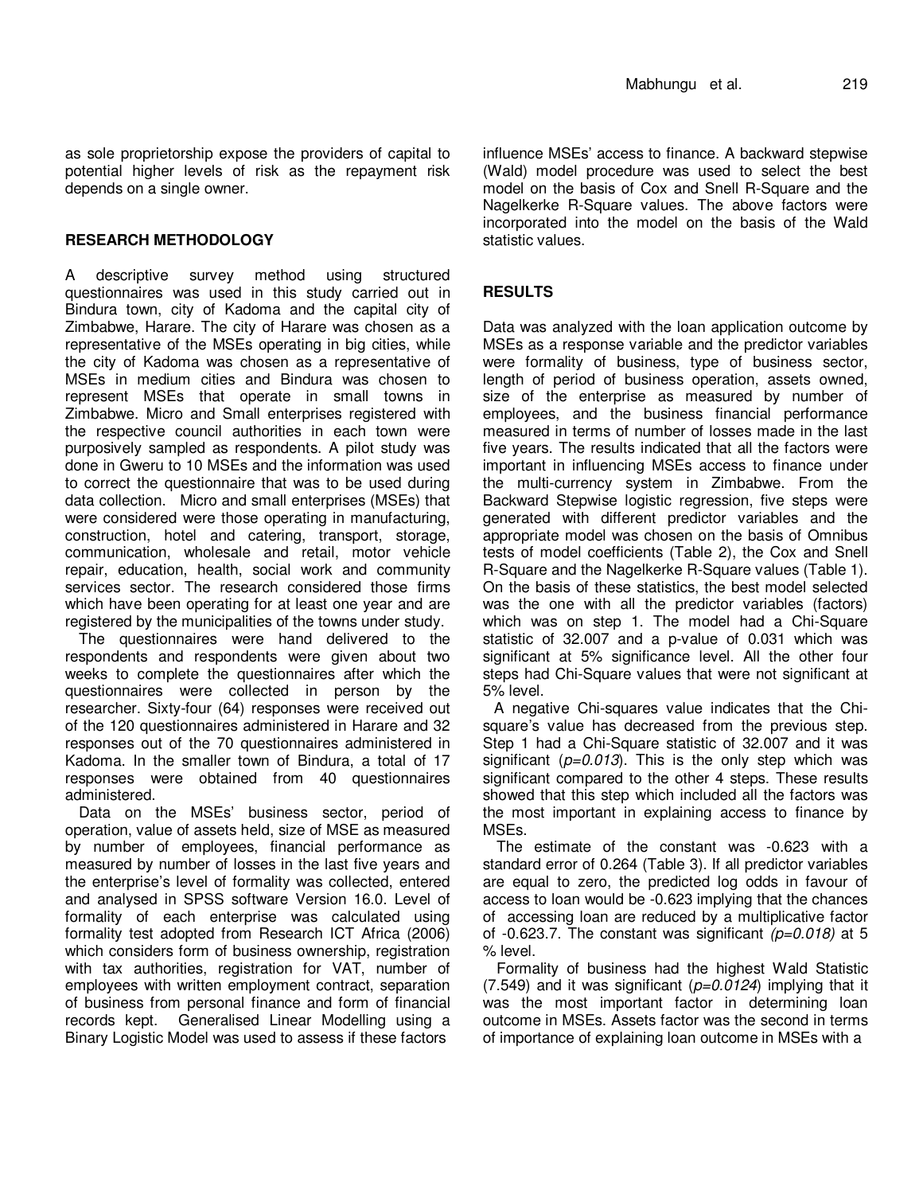as sole proprietorship expose the providers of capital to potential higher levels of risk as the repayment risk depends on a single owner.

## RESEARCH METHODOLOGY

A descriptive survey method using structured questionnaires was used in this study carried out in Bindura town, city of Kadoma and the capital city of Zimbabwe, Harare. The city of Harare was chosen as a representative of the MSEs operating in big cities, while the city of Kadoma was chosen as a representative of MSEs in medium cities and Bindura was chosen to represent MSEs that operate in small towns in Zimbabwe. Micro and Small enterprises registered with the respective council authorities in each town were purposively sampled as respondents. A pilot study was done in Gweru to 10 MSEs and the information was used to correct the questionnaire that was to be used during data collection. Micro and small enterprises (MSEs) that were considered were those operating in manufacturing, construction, hotel and catering, transport, storage, communication, wholesale and retail, motor vehicle repair, education, health, social work and community services sector. The research considered those firms which have been operating for at least one year and are registered by the municipalities of the towns under study.

The questionnaires were hand delivered to the respondents and respondents were given about two weeks to complete the questionnaires after which the questionnaires were collected in person by the researcher. Sixty-four (64) responses were received out of the 120 questionnaires administered in Harare and 32 responses out of the 70 questionnaires administered in Kadoma. In the smaller town of Bindura, a total of 17 responses were obtained from 40 questionnaires administered.

Data on the MSEs' business sector, period of operation, value of assets held, size of MSE as measured by number of employees, financial performance as measured by number of losses in the last five years and the enterprise's level of formality was collected, entered and analysed in SPSS software Version 16.0. Level of formality of each enterprise was calculated using formality test adopted from Research ICT Africa (2006) which considers form of business ownership, registration with tax authorities, registration for VAT, number of employees with written employment contract, separation of business from personal finance and form of financial records kept. Generalised Linear Modelling using a Binary Logistic Model was used to assess if these factors influence MSEs' access to finance. A backward stepwise (Wald) model procedure was used to select the best model on the basis of Cox and Snell R-Square and the Nagelkerke R-Square values. The above factors were incorporated into the model on the basis of the Wald statistic values.

## RESULTS

Data was analyzed with the loan application outcome by MSEs as a response variable and the predictor variables were formality of business, type of business sector, length of period of business operation, assets owned, size of the enterprise as measured by number of employees, and the business financial performance measured in terms of number of losses made in the last five years. The results indicated that all the factors were important in influencing MSEs access to finance under the multi-currency system in Zimbabwe. From the Backward Stepwise logistic regression, five steps were generated with different predictor variables and the appropriate model was chosen on the basis of Omnibus tests of model coefficients (Table 2), the Cox and Snell R-Square and the Nagelkerke R-Square values (Table 1). On the basis of these statistics, the best model selected was the one with all the predictor variables (factors) which was on step 1. The model had a Chi-Square statistic of 32.007 and a p-value of 0.031 which was significant at 5% significance level. All the other four steps had Chi-Square values that were not significant at 5% level.

A negative Chi-squares value indicates that the Chi-square's value has decreased from the previous step. Step 1 had a Chi-Square statistic of 32.007 and it was significant (*p=0.013*). This is the only step which was significant compared to the other 4 steps. These results showed that this step which included all the factors was the most important in explaining access to finance by MSEs.

The estimate of the constant was -0.623 with a standard error of 0.264 (Table 3). If all predictor variables are equal to zero, the predicted log odds in favour of access to loan would be -0.623 implying that the chances of accessing loan are reduced by a multiplicative factor of -0.623.7. The constant was significant *(p=0.018)* at 5 % level.

Formality of business had the highest Wald Statistic (7.549) and it was significant (*p=0.0124*) implying that it was the most important factor in determining loan outcome in MSEs. Assets factor was the second in terms of importance of explaining loan outcome in MSEs with a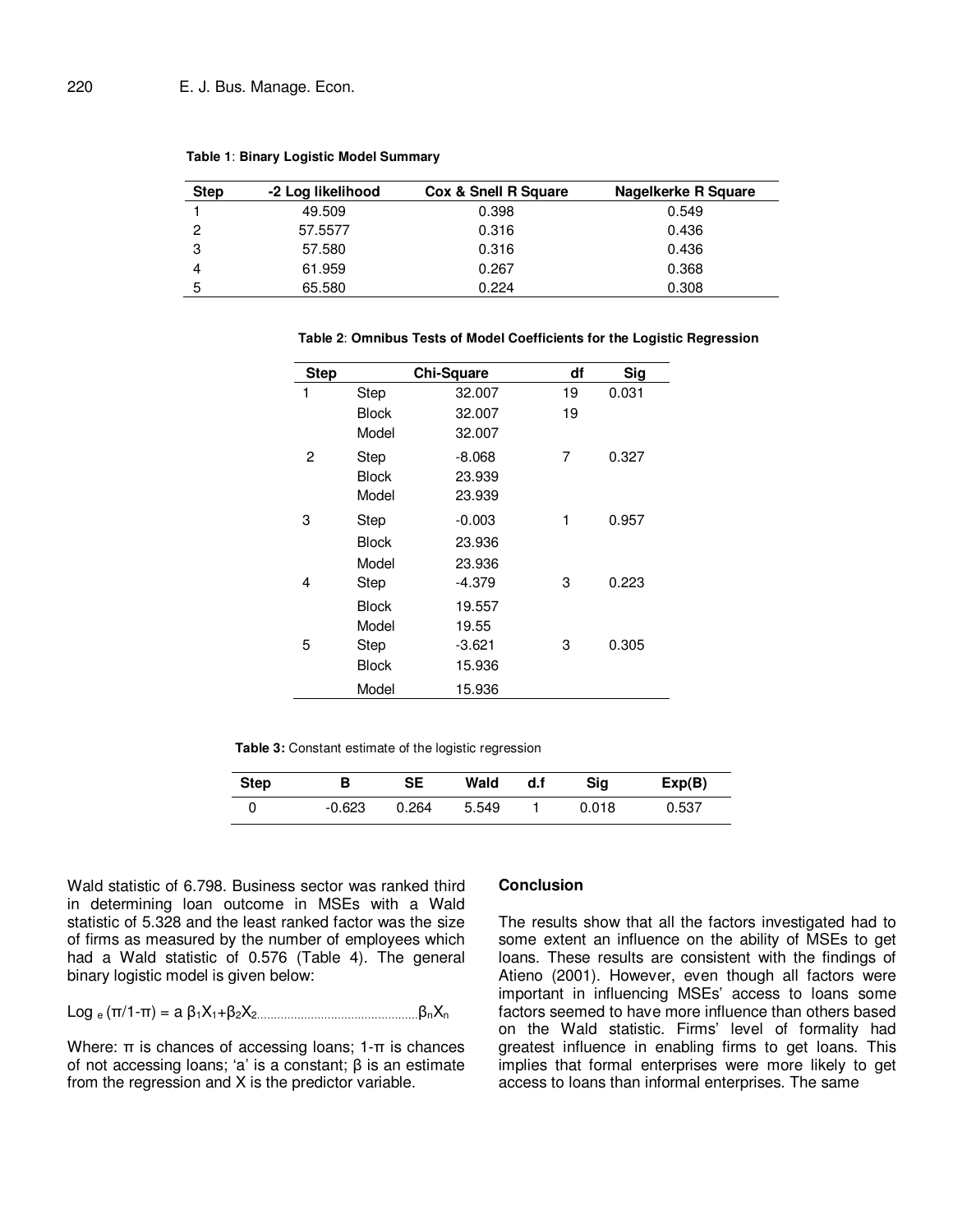**Table 1**: **Binary Logistic Model Summary**

| Step | -2 Log likelihood | Cox & Snell R Square | Nagelkerke R Square |
|---|---|---|---|
| 1 | 49.509 | 0.398 | 0.549 |
| 2 | 57.5577 | 0.316 | 0.436 |
| 3 | 57.580 | 0.316 | 0.436 |
| 4 | 61.959 | 0.267 | 0.368 |
| 5 | 65.580 | 0.224 | 0.308 |

**Table 2**: **Omnibus Tests of Model Coefficients for the Logistic Regression**

| Step | | Chi-Square | df | Sig |
|---|---|---|---|---|
| 1 | Step | 32.007 | 19 | 0.031 |
| | Block | 32.007 | 19 | |
| | Model | 32.007 | | |
| 2 | Step | -8.068 | 7 | 0.327 |
| | Block | 23.939 | | |
| | Model | 23.939 | | |
| 3 | Step | -0.003 | 1 | 0.957 |
| | Block | 23.936 | | |
| | Model | 23.936 | | |
| 4 | Step | -4.379 | 3 | 0.223 |
| | Block | 19.557 | | |
| | Model | 19.55 | | |
| 5 | Step | -3.621 | 3 | 0.305 |
| | Block | 15.936 | | |
| | Model | 15.936 | | |

**Table 3:** Constant estimate of the logistic regression

| Step | B | SE | Wald | d.f | Sig | Exp(B) |
|---|---|---|---|---|---|---|
| 0 | -0.623 | 0.264 | 5.549 | 1 | 0.018 | 0.537 |

Wald statistic of 6.798. Business sector was ranked third in determining loan outcome in MSEs with a Wald statistic of 5.328 and the least ranked factor was the size of firms as measured by the number of employees which had a Wald statistic of 0.576 (Table 4). The general binary logistic model is given below:

$$\text{Log}_e (\pi/1\text{-}\pi) = a\ \beta_1X_1+\beta_2X_2\ldots\ldots\beta_nX_n$$

Where: π is chances of accessing loans; 1-π is chances of not accessing loans; 'a' is a constant; β is an estimate from the regression and X is the predictor variable.

## Conclusion

The results show that all the factors investigated had to some extent an influence on the ability of MSEs to get loans. These results are consistent with the findings of Atieno (2001). However, even though all factors were important in influencing MSEs' access to loans some factors seemed to have more influence than others based on the Wald statistic. Firms' level of formality had greatest influence in enabling firms to get loans. This implies that formal enterprises were more likely to get access to loans than informal enterprises. The same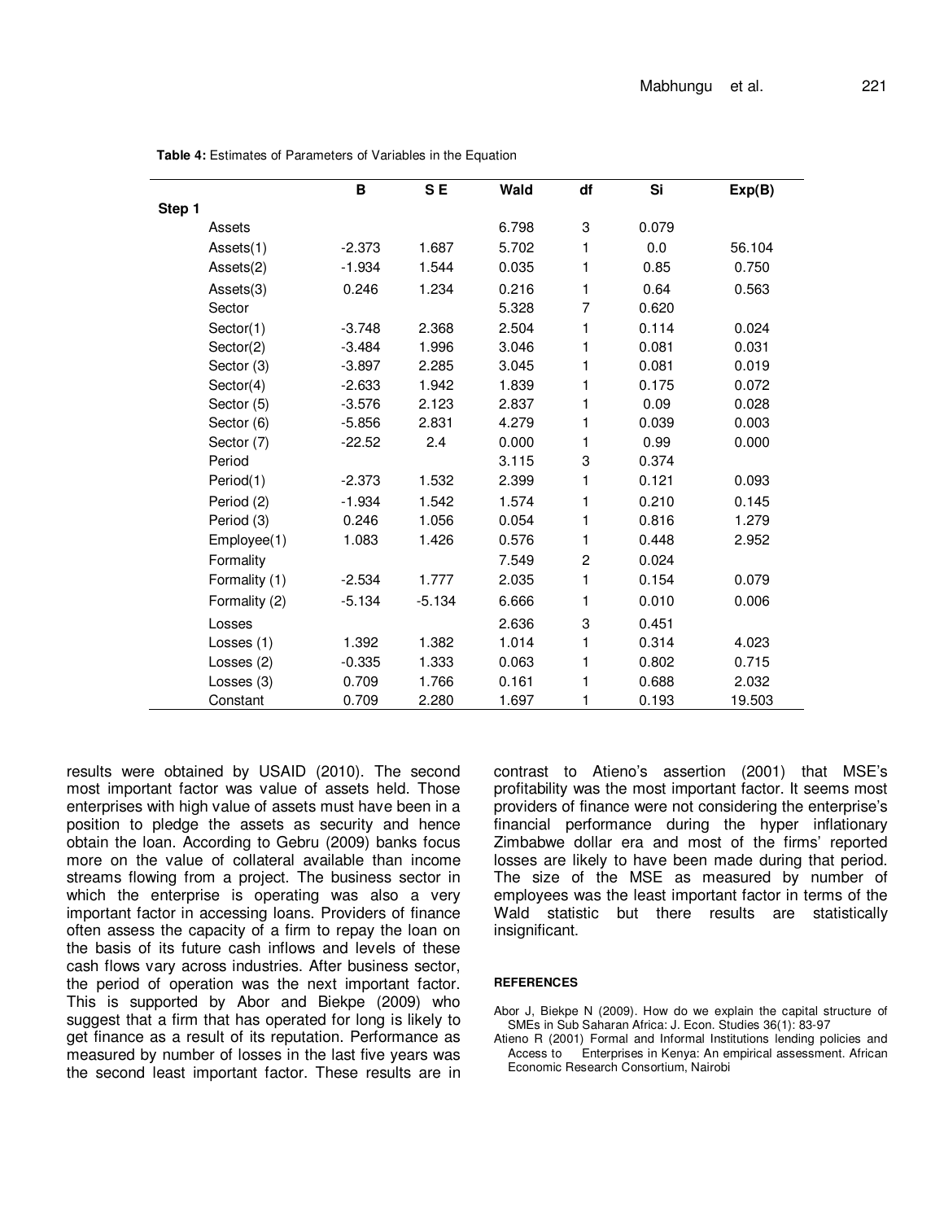**Table 4:** Estimates of Parameters of Variables in the Equation

| | | B | S E | Wald | df | Si | Exp(B) |
|---|---|---|---|---|---|---|---|
| Step 1 | | | | | | | |
| | Assets | | | 6.798 | 3 | 0.079 | |
| | Assets(1) | -2.373 | 1.687 | 5.702 | 1 | 0.0 | 56.104 |
| | Assets(2) | -1.934 | 1.544 | 0.035 | 1 | 0.85 | 0.750 |
| | Assets(3) | 0.246 | 1.234 | 0.216 | 1 | 0.64 | 0.563 |
| | Sector | | | 5.328 | 7 | 0.620 | |
| | Sector(1) | -3.748 | 2.368 | 2.504 | 1 | 0.114 | 0.024 |
| | Sector(2) | -3.484 | 1.996 | 3.046 | 1 | 0.081 | 0.031 |
| | Sector (3) | -3.897 | 2.285 | 3.045 | 1 | 0.081 | 0.019 |
| | Sector(4) | -2.633 | 1.942 | 1.839 | 1 | 0.175 | 0.072 |
| | Sector (5) | -3.576 | 2.123 | 2.837 | 1 | 0.09 | 0.028 |
| | Sector (6) | -5.856 | 2.831 | 4.279 | 1 | 0.039 | 0.003 |
| | Sector (7) | -22.52 | 2.4 | 0.000 | 1 | 0.99 | 0.000 |
| | Period | | | 3.115 | 3 | 0.374 | |
| | Period(1) | -2.373 | 1.532 | 2.399 | 1 | 0.121 | 0.093 |
| | Period (2) | -1.934 | 1.542 | 1.574 | 1 | 0.210 | 0.145 |
| | Period (3) | 0.246 | 1.056 | 0.054 | 1 | 0.816 | 1.279 |
| | Employee(1) | 1.083 | 1.426 | 0.576 | 1 | 0.448 | 2.952 |
| | Formality | | | 7.549 | 2 | 0.024 | |
| | Formality (1) | -2.534 | 1.777 | 2.035 | 1 | 0.154 | 0.079 |
| | Formality (2) | -5.134 | -5.134 | 6.666 | 1 | 0.010 | 0.006 |
| | Losses | | | 2.636 | 3 | 0.451 | |
| | Losses (1) | 1.392 | 1.382 | 1.014 | 1 | 0.314 | 4.023 |
| | Losses (2) | -0.335 | 1.333 | 0.063 | 1 | 0.802 | 0.715 |
| | Losses (3) | 0.709 | 1.766 | 0.161 | 1 | 0.688 | 2.032 |
| | Constant | 0.709 | 2.280 | 1.697 | 1 | 0.193 | 19.503 |

results were obtained by USAID (2010). The second most important factor was value of assets held. Those enterprises with high value of assets must have been in a position to pledge the assets as security and hence obtain the loan. According to Gebru (2009) banks focus more on the value of collateral available than income streams flowing from a project. The business sector in which the enterprise is operating was also a very important factor in accessing loans. Providers of finance often assess the capacity of a firm to repay the loan on the basis of its future cash inflows and levels of these cash flows vary across industries. After business sector, the period of operation was the next important factor. This is supported by Abor and Biekpe (2009) who suggest that a firm that has operated for long is likely to get finance as a result of its reputation. Performance as measured by number of losses in the last five years was the second least important factor. These results are in contrast to Atieno's assertion (2001) that MSE's profitability was the most important factor. It seems most providers of finance were not considering the enterprise's financial performance during the hyper inflationary Zimbabwe dollar era and most of the firms' reported losses are likely to have been made during that period. The size of the MSE as measured by number of employees was the least important factor in terms of the Wald statistic but there results are statistically insignificant.

## REFERENCES

Abor J, Biekpe N (2009). How do we explain the capital structure of SMEs in Sub Saharan Africa: J. Econ. Studies 36(1): 83-97

Atieno R (2001) Formal and Informal Institutions lending policies and Access to Enterprises in Kenya: An empirical assessment. African Economic Research Consortium, Nairobi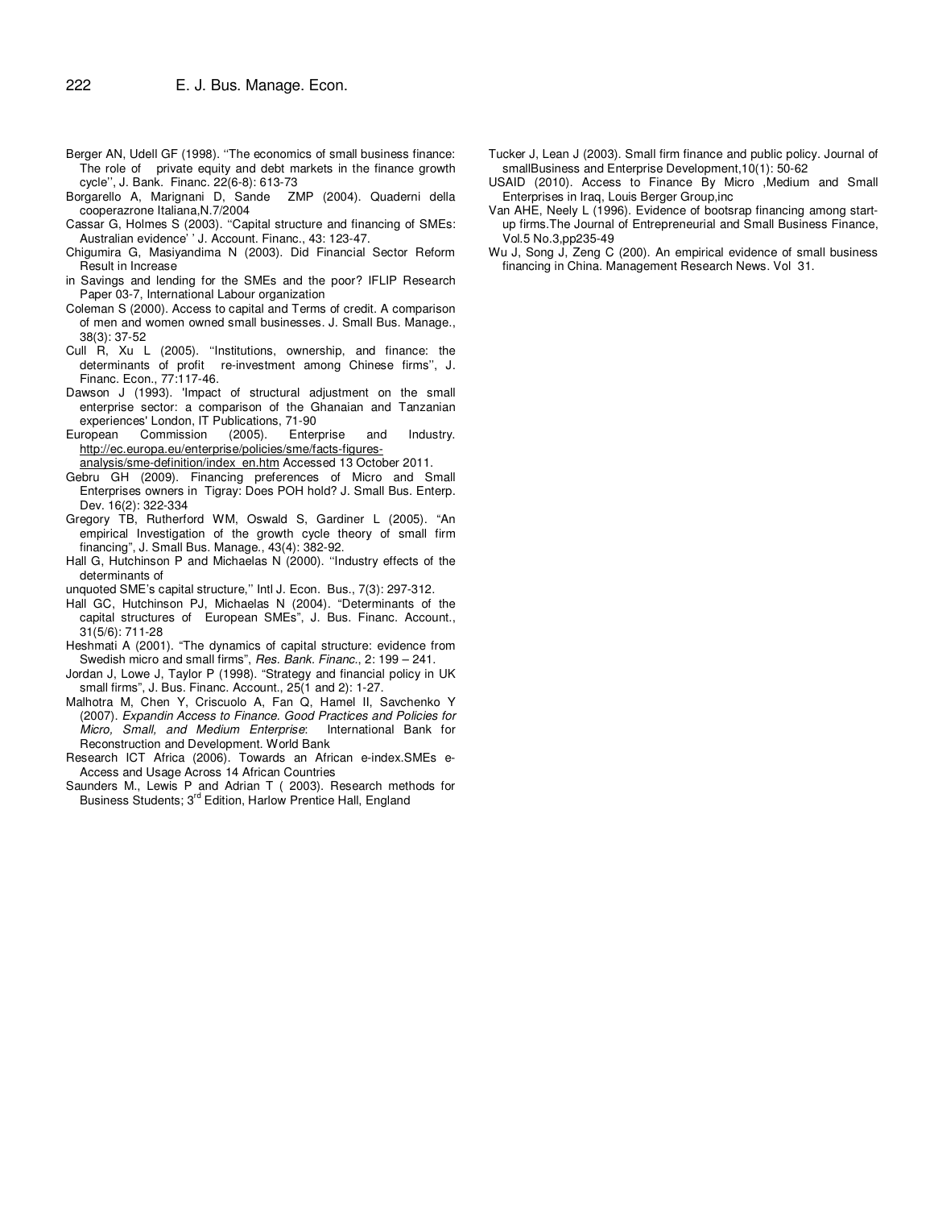Berger AN, Udell GF (1998). ''The economics of small business finance: The role of private equity and debt markets in the finance growth cycle'', J. Bank. Financ. 22(6-8): 613-73

Borgarello A, Marignani D, Sande ZMP (2004). Quaderni della cooperazrone Italiana,N.7/2004

Cassar G, Holmes S (2003). ''Capital structure and financing of SMEs: Australian evidence' ' J. Account. Financ., 43: 123-47.

Chigumira G, Masiyandima N (2003). Did Financial Sector Reform Result in Increase

in Savings and lending for the SMEs and the poor? IFLIP Research Paper 03-7, International Labour organization

Coleman S (2000). Access to capital and Terms of credit. A comparison of men and women owned small businesses. J. Small Bus. Manage., 38(3): 37-52

Cull R, Xu L (2005). ''Institutions, ownership, and finance: the determinants of profit re-investment among Chinese firms'', J. Financ. Econ., 77:117-46.

Dawson J (1993). 'Impact of structural adjustment on the small enterprise sector: a comparison of the Ghanaian and Tanzanian experiences' London, IT Publications, 71-90

European Commission (2005). Enterprise and Industry. http://ec.europa.eu/enterprise/policies/sme/facts-figures-analysis/sme-definition/index_en.htm Accessed 13 October 2011.

Gebru GH (2009). Financing preferences of Micro and Small Enterprises owners in Tigray: Does POH hold? J. Small Bus. Enterp. Dev. 16(2): 322-334

Gregory TB, Rutherford WM, Oswald S, Gardiner L (2005). "An empirical Investigation of the growth cycle theory of small firm financing", J. Small Bus. Manage., 43(4): 382-92.

Hall G, Hutchinson P and Michaelas N (2000). ''Industry effects of the determinants of

unquoted SME's capital structure,'' Intl J. Econ. Bus., 7(3): 297-312.

Hall GC, Hutchinson PJ, Michaelas N (2004). "Determinants of the capital structures of European SMEs", J. Bus. Financ. Account., 31(5/6): 711-28

Heshmati A (2001). "The dynamics of capital structure: evidence from Swedish micro and small firms", *Res. Bank. Financ.*, 2: 199 – 241.

Jordan J, Lowe J, Taylor P (1998). "Strategy and financial policy in UK small firms", J. Bus. Financ. Account., 25(1 and 2): 1-27.

Malhotra M, Chen Y, Criscuolo A, Fan Q, Hamel II, Savchenko Y (2007). *Expandin Access to Finance. Good Practices and Policies for Micro, Small, and Medium Enterprise*: International Bank for Reconstruction and Development. World Bank

Research ICT Africa (2006). Towards an African e-index.SMEs e-Access and Usage Across 14 African Countries

Saunders M., Lewis P and Adrian T ( 2003). Research methods for Business Students; 3rd Edition, Harlow Prentice Hall, England

Tucker J, Lean J (2003). Small firm finance and public policy. Journal of smallBusiness and Enterprise Development,10(1): 50-62

USAID (2010). Access to Finance By Micro ,Medium and Small Enterprises in Iraq, Louis Berger Group,inc

Van AHE, Neely L (1996). Evidence of bootsrap financing among start-up firms.The Journal of Entrepreneurial and Small Business Finance, Vol.5 No.3,pp235-49

Wu J, Song J, Zeng C (200). An empirical evidence of small business financing in China. Management Research News. Vol 31.